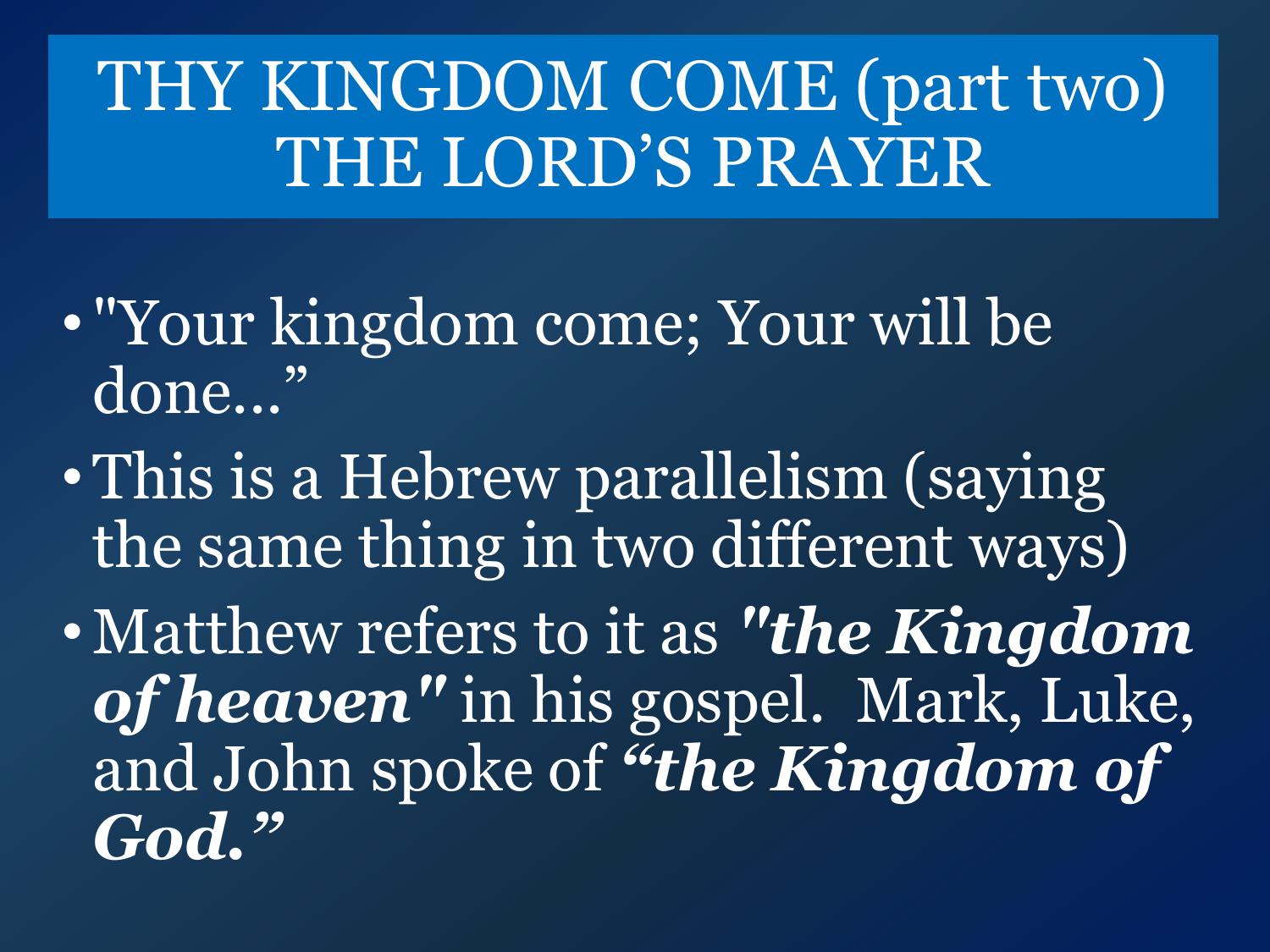# THY KINGDOM COME (part two)
# THE LORD'S PRAYER

- "Your kingdom come; Your will be done…"
- This is a Hebrew parallelism (saying the same thing in two different ways)
- Matthew refers to it as ***"the Kingdom of heaven"*** in his gospel. Mark, Luke, and John spoke of ***"the Kingdom of God."***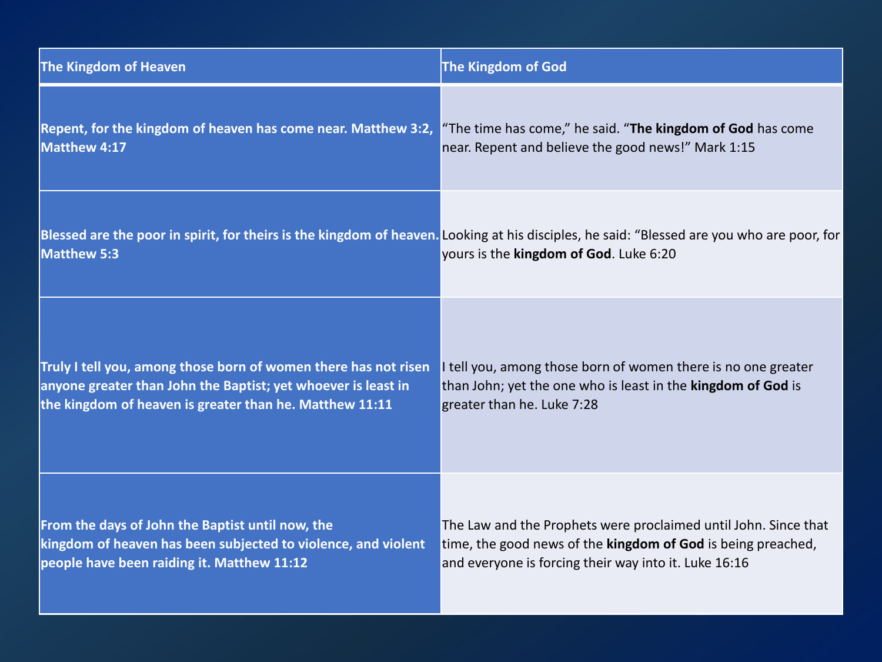| The Kingdom of Heaven | The Kingdom of God |
|---|---|
| **Repent, for the kingdom of heaven has come near. Matthew 3:2, Matthew 4:17** | "The time has come," he said. "**The kingdom of God** has come near. Repent and believe the good news!" Mark 1:15 |
| **Blessed are the poor in spirit, for theirs is the kingdom of heaven. Matthew 5:3** | Looking at his disciples, he said: "Blessed are you who are poor, for yours is the **kingdom of God**. Luke 6:20 |
| **Truly I tell you, among those born of women there has not risen anyone greater than John the Baptist; yet whoever is least in the kingdom of heaven is greater than he. Matthew 11:11** | I tell you, among those born of women there is no one greater than John; yet the one who is least in the **kingdom of God** is greater than he. Luke 7:28 |
| **From the days of John the Baptist until now, the kingdom of heaven has been subjected to violence, and violent people have been raiding it. Matthew 11:12** | The Law and the Prophets were proclaimed until John. Since that time, the good news of the **kingdom of God** is being preached, and everyone is forcing their way into it. Luke 16:16 |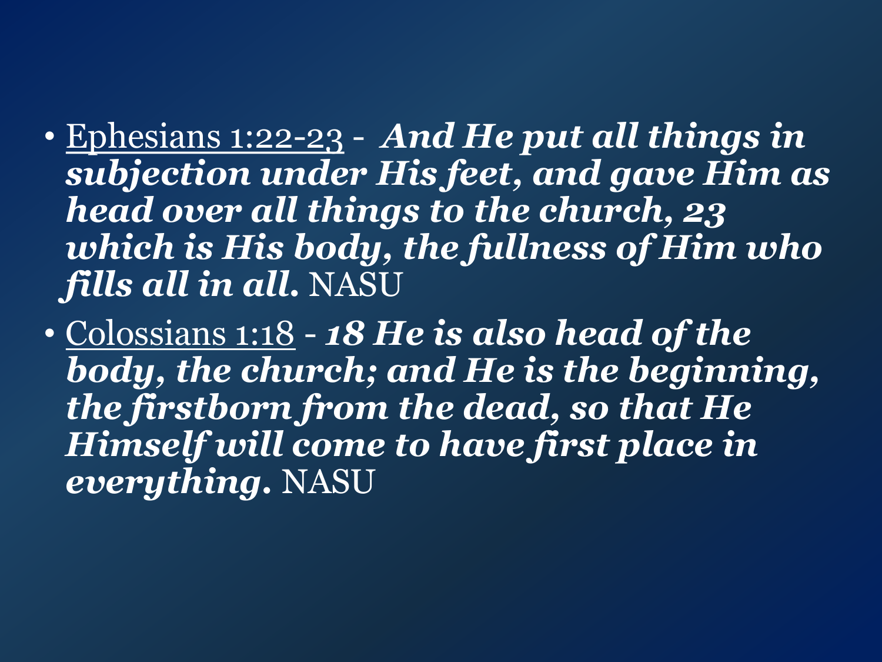- <u>Ephesians 1:22-23</u> - ***And He put all things in subjection under His feet, and gave Him as head over all things to the church, 23 which is His body, the fullness of Him who fills all in all.*** NASU
- <u>Colossians 1:18</u> - ***18 He is also head of the body, the church; and He is the beginning, the firstborn from the dead, so that He Himself will come to have first place in everything.*** NASU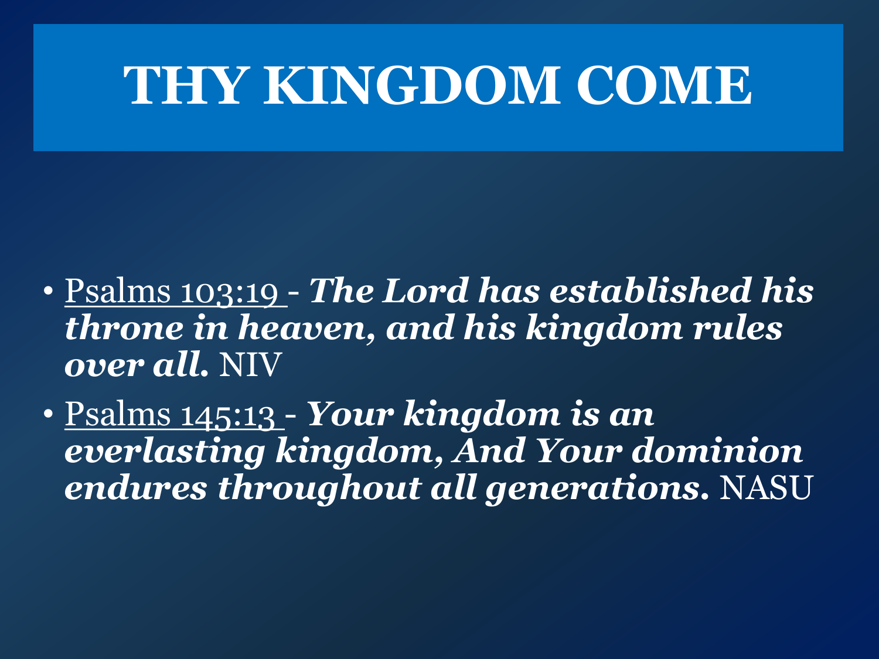# THY KINGDOM COME

- Psalms 103:19 - ***The Lord has established his throne in heaven, and his kingdom rules over all.*** NIV
- Psalms 145:13 - ***Your kingdom is an everlasting kingdom, And Your dominion endures throughout all generations.*** NASU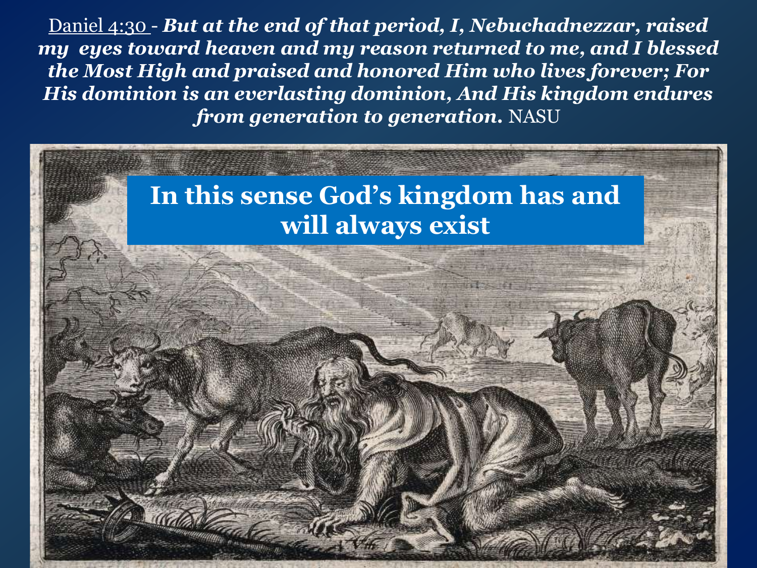Daniel 4:30 - ***But at the end of that period, I, Nebuchadnezzar, raised my eyes toward heaven and my reason returned to me, and I blessed the Most High and praised and honored Him who lives forever; For His dominion is an everlasting dominion, And His kingdom endures from generation to generation.*** NASU

**In this sense God's kingdom has and will always exist**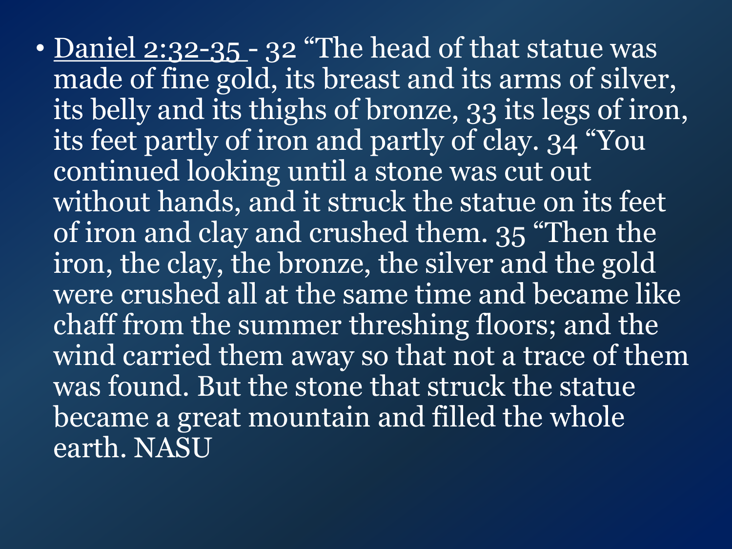- Daniel 2:32-35 - 32 “The head of that statue was made of fine gold, its breast and its arms of silver, its belly and its thighs of bronze, 33 its legs of iron, its feet partly of iron and partly of clay. 34 “You continued looking until a stone was cut out without hands, and it struck the statue on its feet of iron and clay and crushed them. 35 “Then the iron, the clay, the bronze, the silver and the gold were crushed all at the same time and became like chaff from the summer threshing floors; and the wind carried them away so that not a trace of them was found. But the stone that struck the statue became a great mountain and filled the whole earth. NASU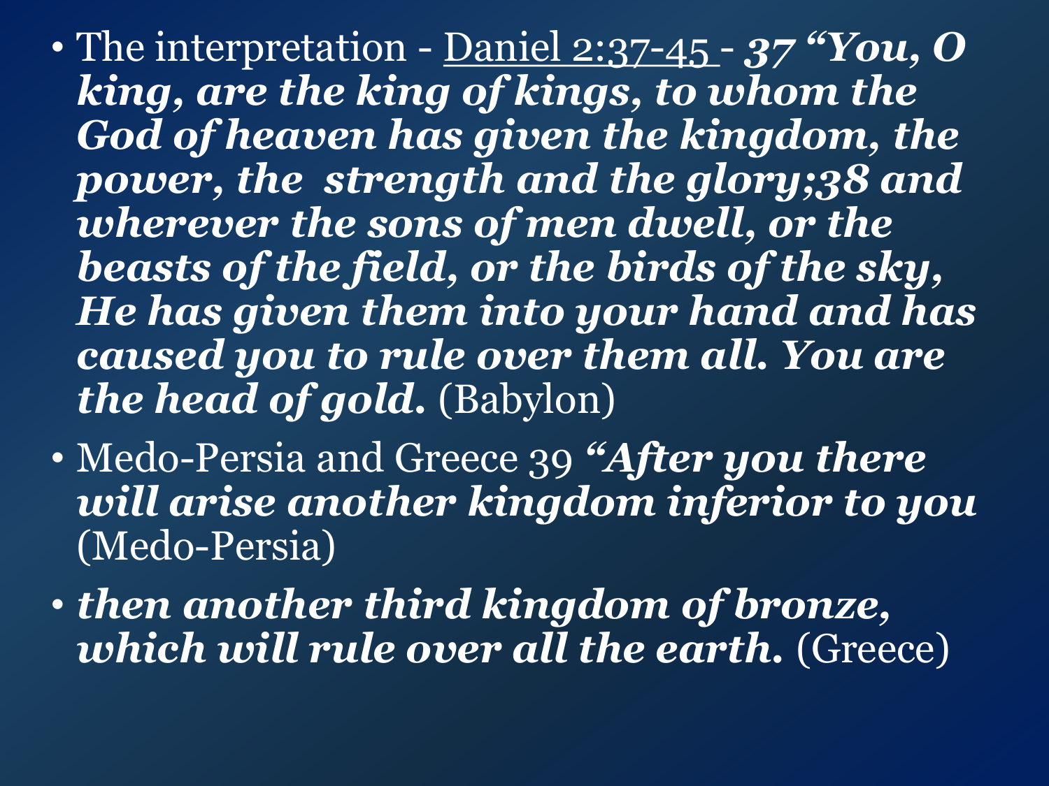- The interpretation - Daniel 2:37-45 - ***37 "You, O king, are the king of kings, to whom the God of heaven has given the kingdom, the power, the strength and the glory;38 and wherever the sons of men dwell, or the beasts of the field, or the birds of the sky, He has given them into your hand and has caused you to rule over them all. You are the head of gold.*** (Babylon)
- Medo-Persia and Greece 39 ***"After you there will arise another kingdom inferior to you*** (Medo-Persia)
- ***then another third kingdom of bronze, which will rule over all the earth.*** (Greece)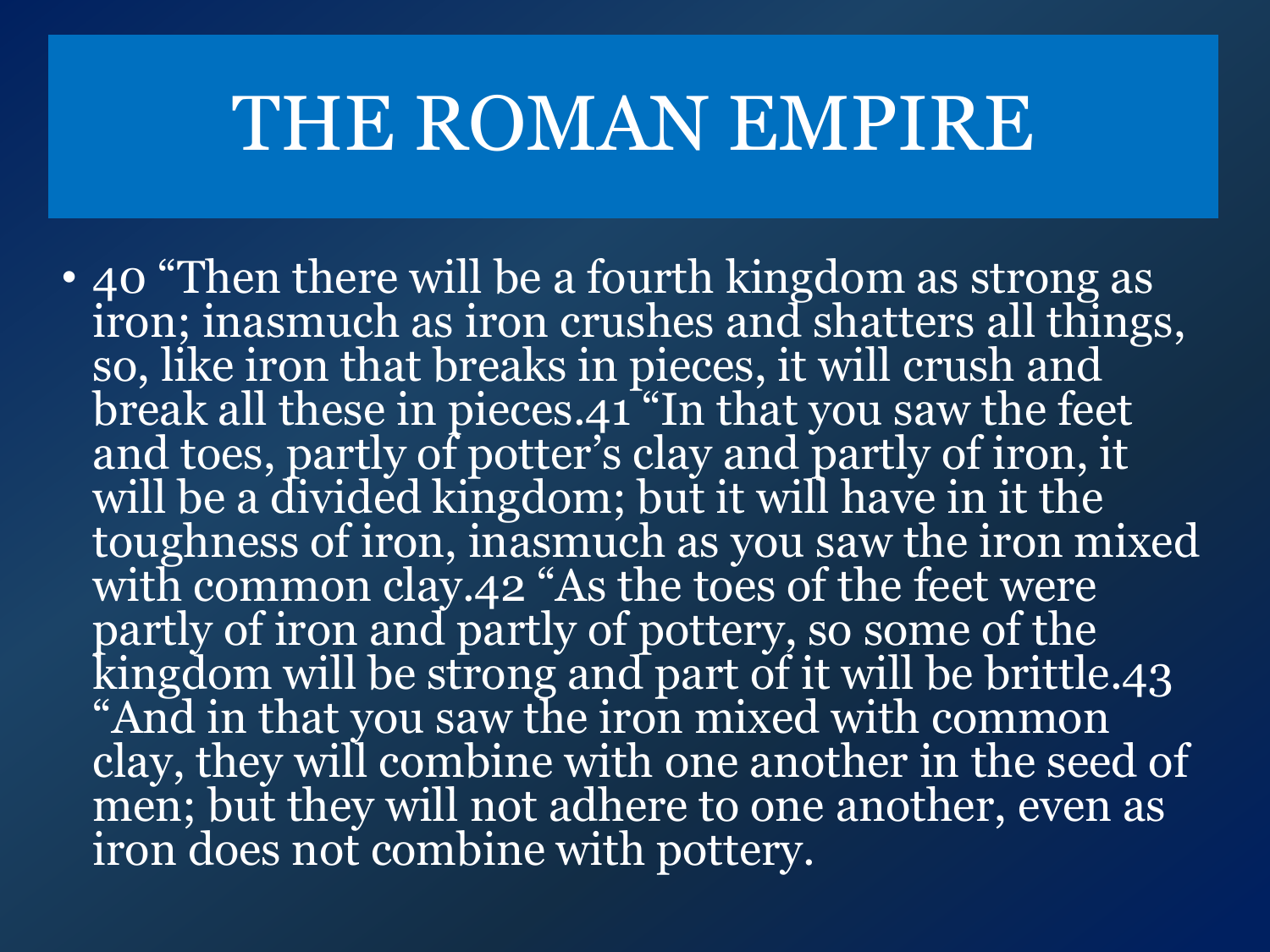# THE ROMAN EMPIRE

- 40 “Then there will be a fourth kingdom as strong as iron; inasmuch as iron crushes and shatters all things, so, like iron that breaks in pieces, it will crush and break all these in pieces.41 “In that you saw the feet and toes, partly of potter’s clay and partly of iron, it will be a divided kingdom; but it will have in it the toughness of iron, inasmuch as you saw the iron mixed with common clay.42 “As the toes of the feet were partly of iron and partly of pottery, so some of the kingdom will be strong and part of it will be brittle.43 “And in that you saw the iron mixed with common clay, they will combine with one another in the seed of men; but they will not adhere to one another, even as iron does not combine with pottery.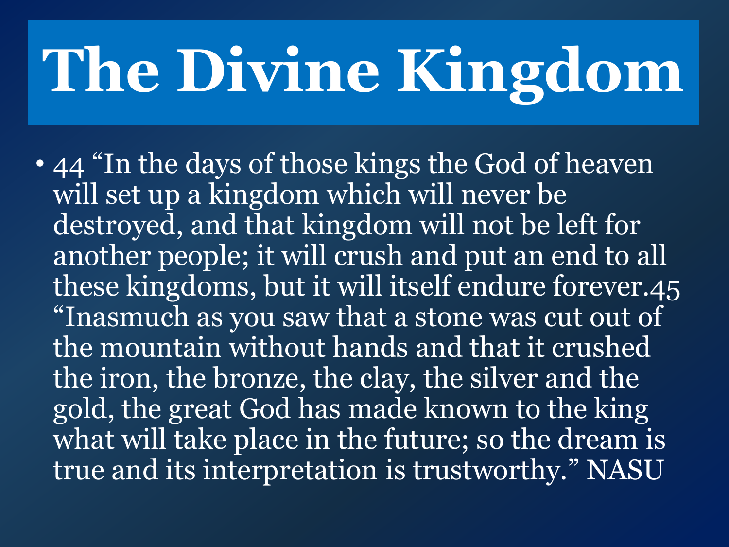# The Divine Kingdom

- 44 “In the days of those kings the God of heaven will set up a kingdom which will never be destroyed, and that kingdom will not be left for another people; it will crush and put an end to all these kingdoms, but it will itself endure forever.45 “Inasmuch as you saw that a stone was cut out of the mountain without hands and that it crushed the iron, the bronze, the clay, the silver and the gold, the great God has made known to the king what will take place in the future; so the dream is true and its interpretation is trustworthy.” NASU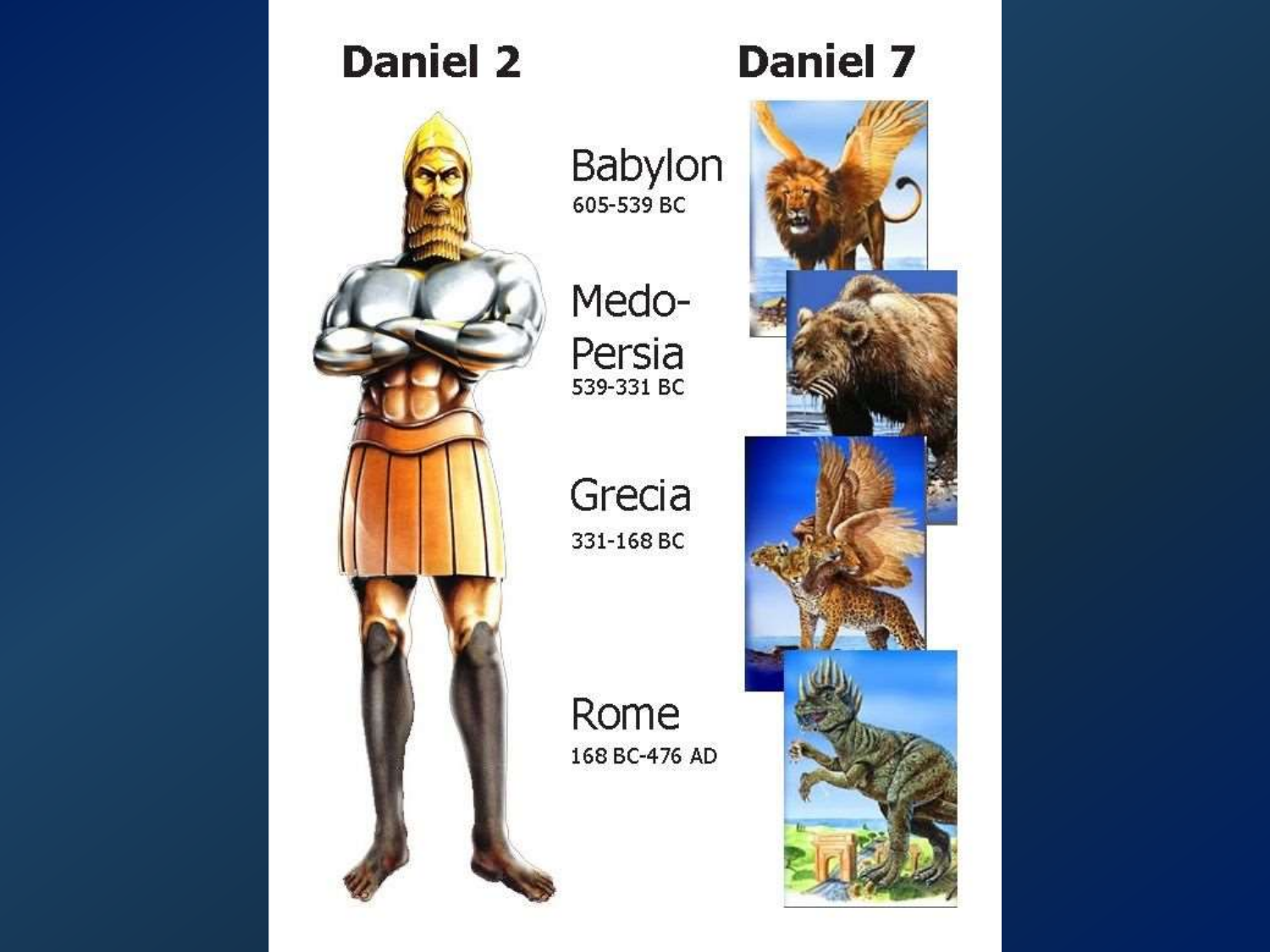| Daniel 2 | | Daniel 7 |
| --- | --- | --- |
| | Babylon<br>605-539 BC | |
| | Medo-Persia<br>539-331 BC | |
| | Grecia<br>331-168 BC | |
| | Rome<br>168 BC-476 AD | |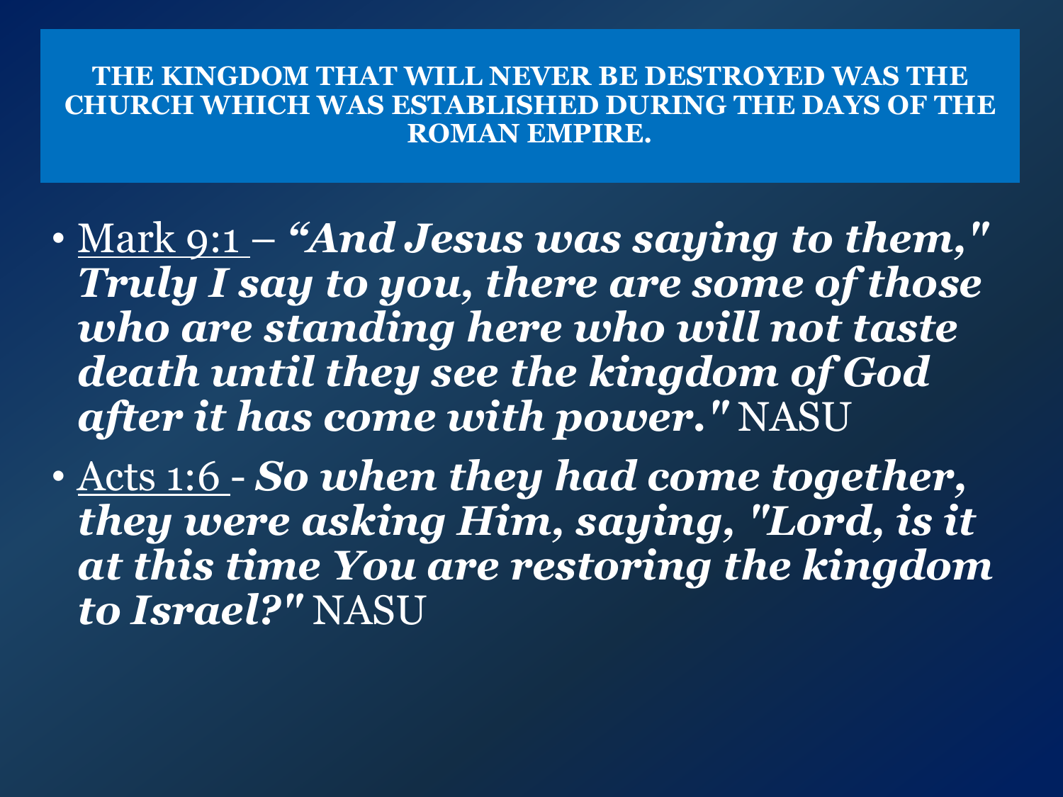## THE KINGDOM THAT WILL NEVER BE DESTROYED WAS THE CHURCH WHICH WAS ESTABLISHED DURING THE DAYS OF THE ROMAN EMPIRE.

- Mark 9:1 – ***"And Jesus was saying to them," Truly I say to you, there are some of those who are standing here who will not taste death until they see the kingdom of God after it has come with power."*** NASU
- Acts 1:6 - ***So when they had come together, they were asking Him, saying, "Lord, is it at this time You are restoring the kingdom to Israel?"*** NASU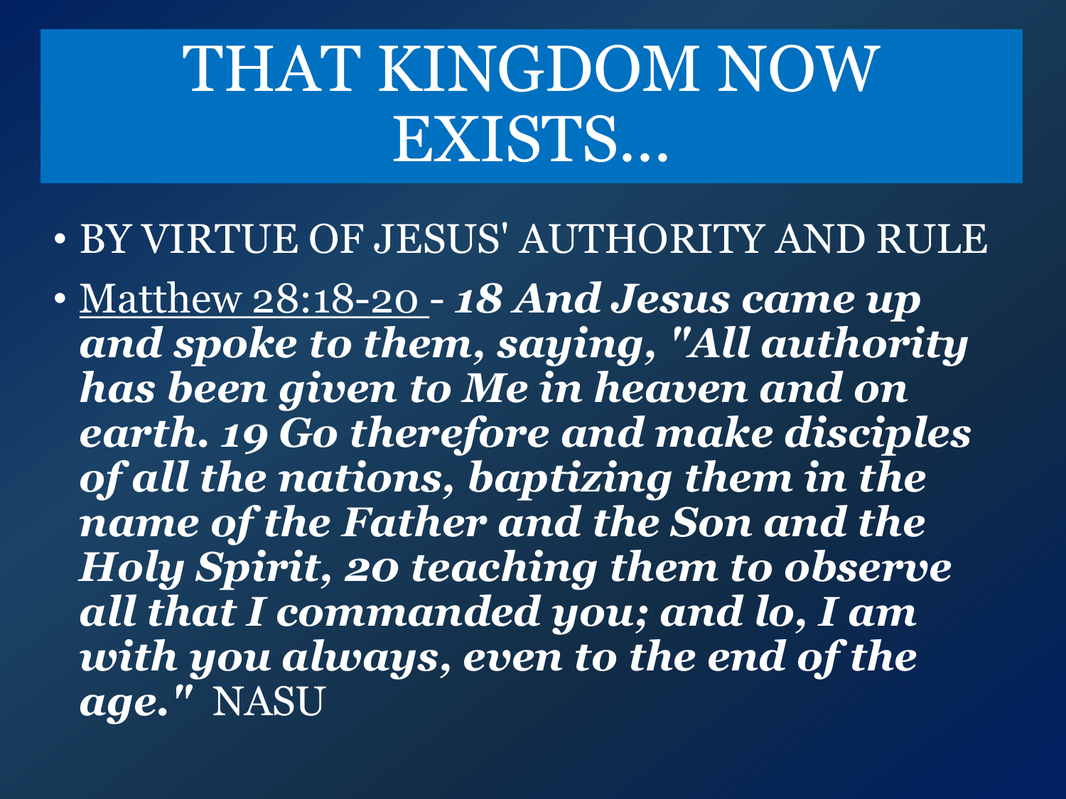# THAT KINGDOM NOW EXISTS…

- BY VIRTUE OF JESUS' AUTHORITY AND RULE
- Matthew 28:18-20 - ***18 And Jesus came up and spoke to them, saying, "All authority has been given to Me in heaven and on earth. 19 Go therefore and make disciples of all the nations, baptizing them in the name of the Father and the Son and the Holy Spirit, 20 teaching them to observe all that I commanded you; and lo, I am with you always, even to the end of the age."*** NASU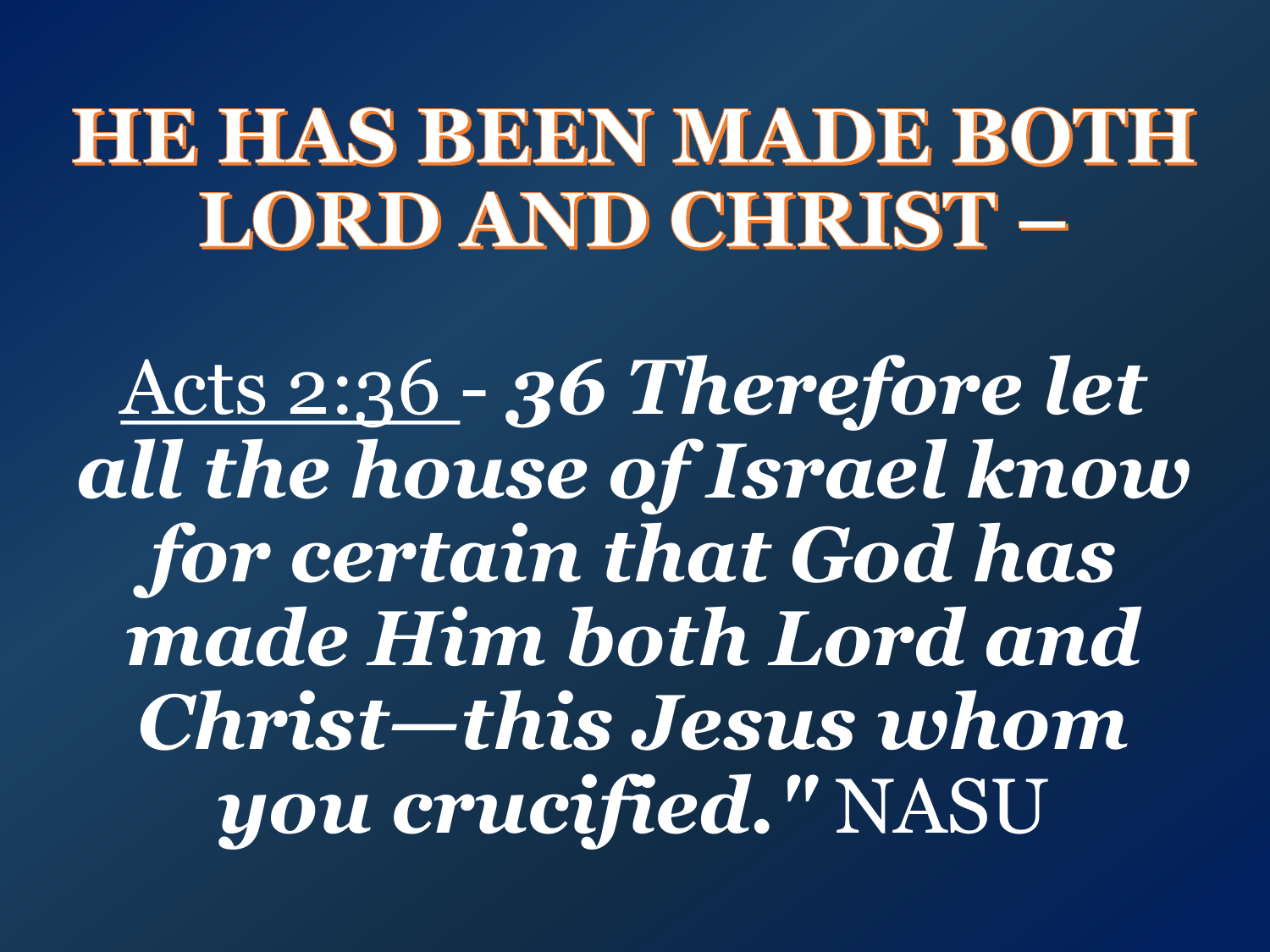# HE HAS BEEN MADE BOTH LORD AND CHRIST –

Acts 2:36 - ***36 Therefore let all the house of Israel know for certain that God has made Him both Lord and Christ—this Jesus whom you crucified."*** NASU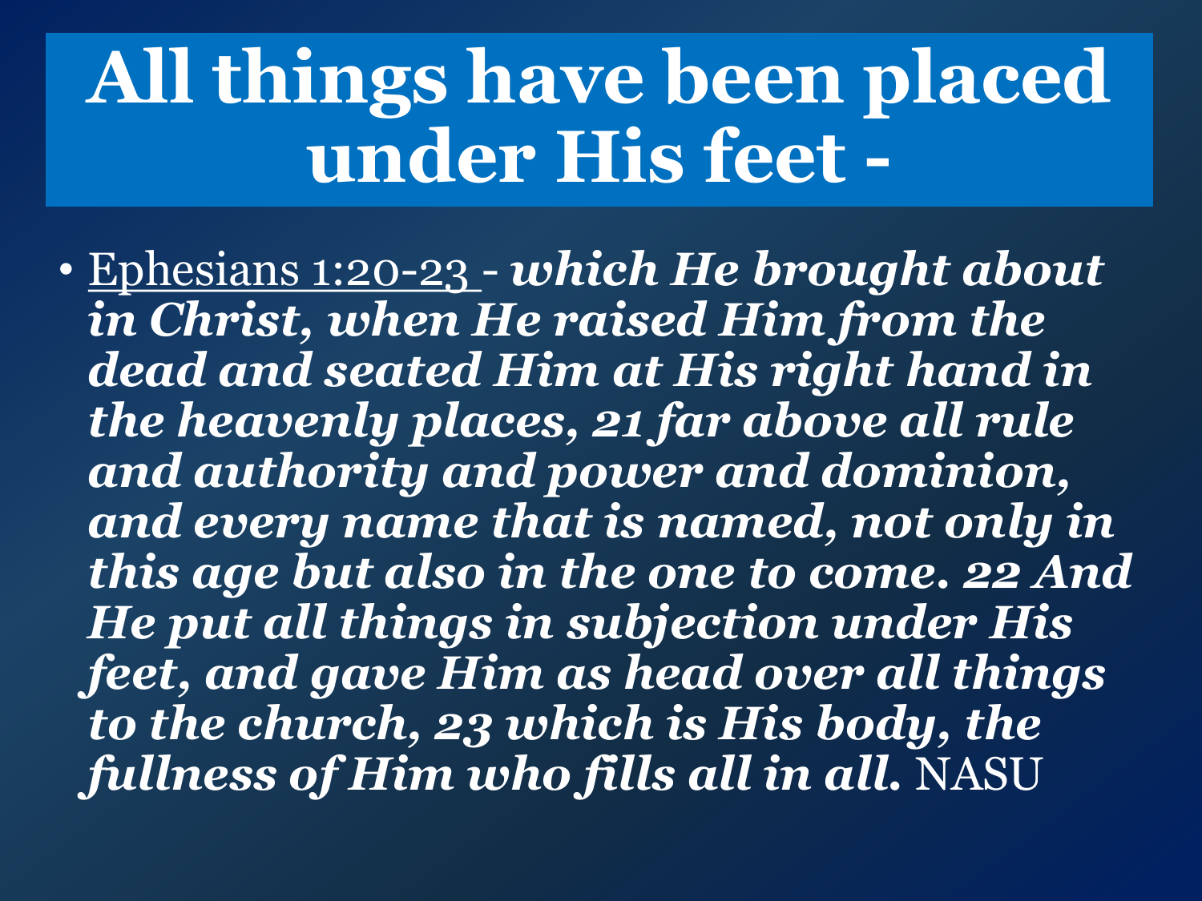# All things have been placed under His feet -

- Ephesians 1:20-23 - ***which He brought about in Christ, when He raised Him from the dead and seated Him at His right hand in the heavenly places, 21 far above all rule and authority and power and dominion, and every name that is named, not only in this age but also in the one to come. 22 And He put all things in subjection under His feet, and gave Him as head over all things to the church, 23 which is His body, the fullness of Him who fills all in all.*** NASU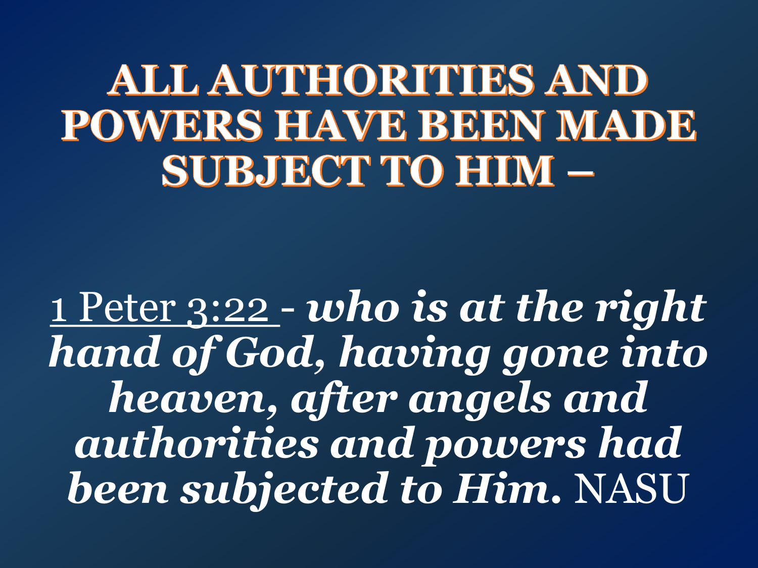# ALL AUTHORITIES AND POWERS HAVE BEEN MADE SUBJECT TO HIM –

1 Peter 3:22 - ***who is at the right hand of God, having gone into heaven, after angels and authorities and powers had been subjected to Him.*** NASU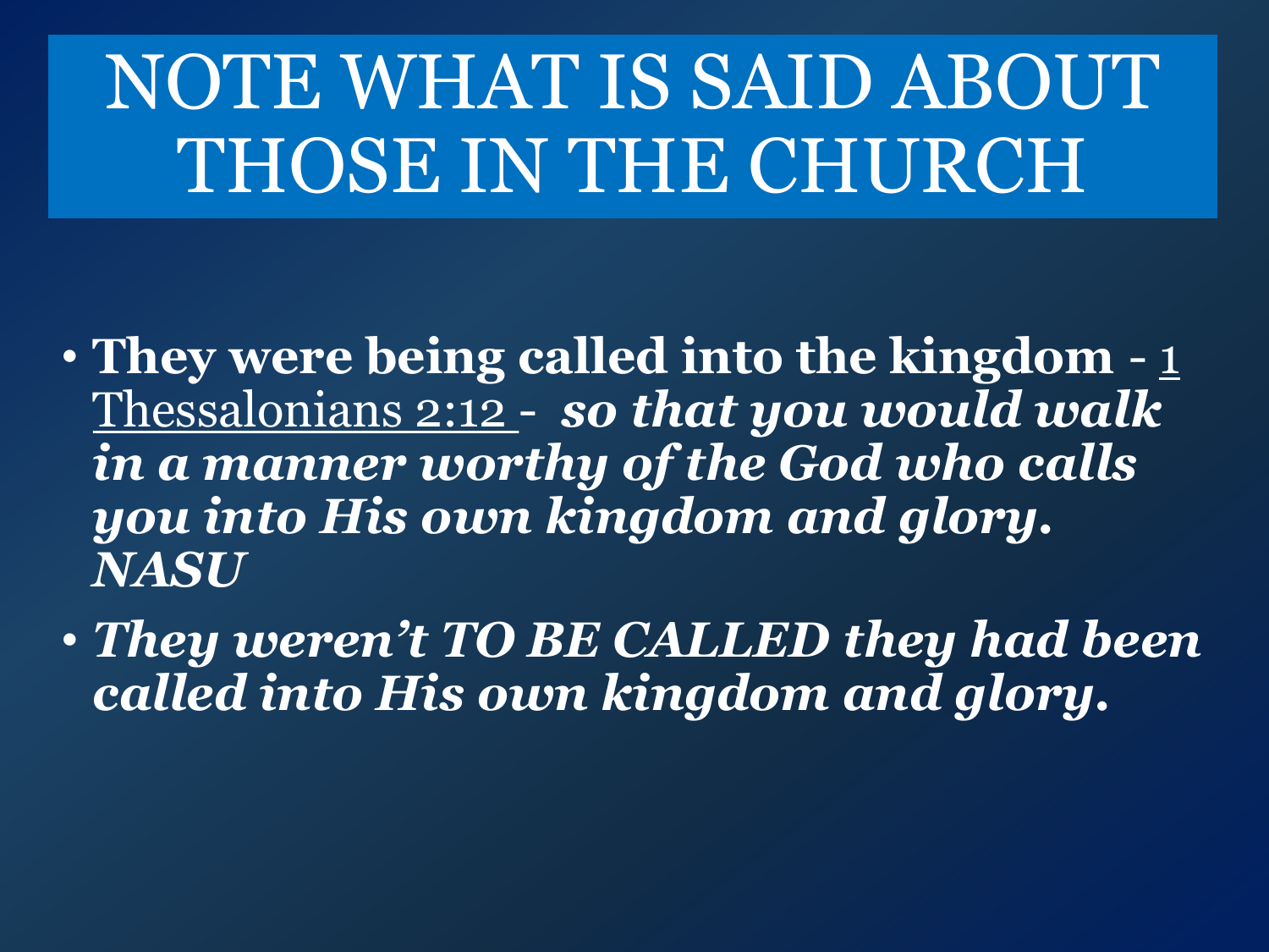# NOTE WHAT IS SAID ABOUT THOSE IN THE CHURCH

- **They were being called into the kingdom** - 1 Thessalonians 2:12 - ***so that you would walk in a manner worthy of the God who calls you into His own kingdom and glory. NASU***
- ***They weren't TO BE CALLED they had been called into His own kingdom and glory.***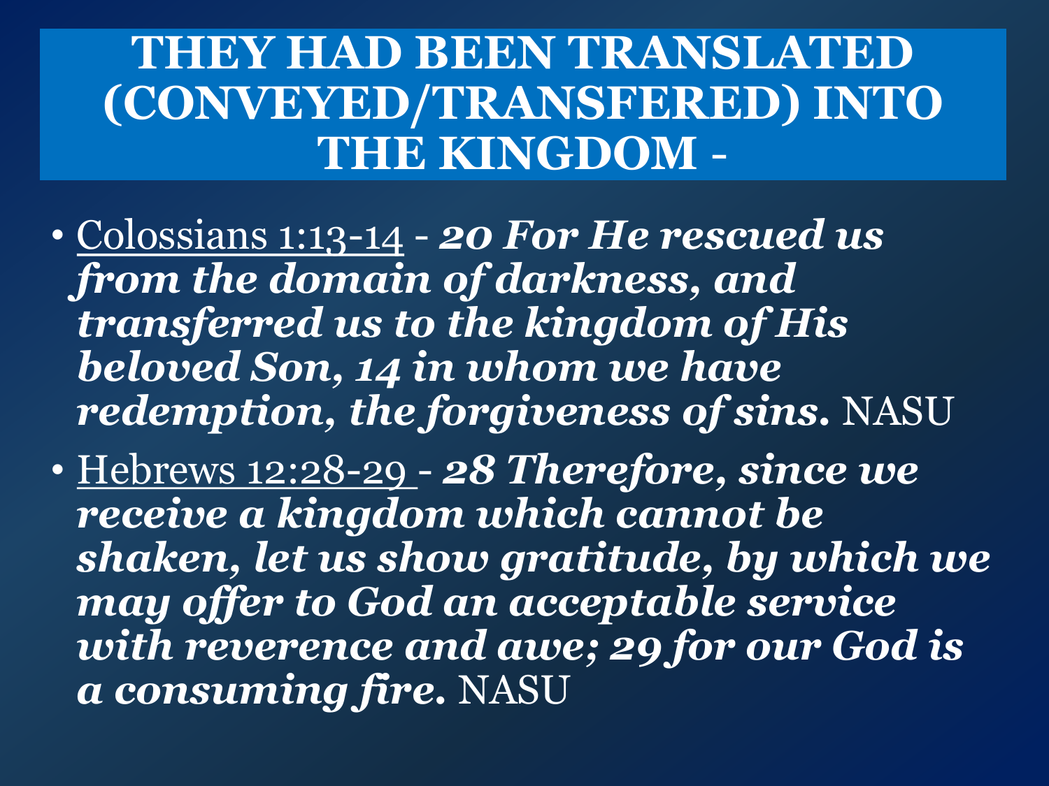# THEY HAD BEEN TRANSLATED (CONVEYED/TRANSFERED) INTO THE KINGDOM -

- Colossians 1:13-14 - ***20 For He rescued us from the domain of darkness, and transferred us to the kingdom of His beloved Son, 14 in whom we have redemption, the forgiveness of sins.*** NASU
- Hebrews 12:28-29 - ***28 Therefore, since we receive a kingdom which cannot be shaken, let us show gratitude, by which we may offer to God an acceptable service with reverence and awe; 29 for our God is a consuming fire.*** NASU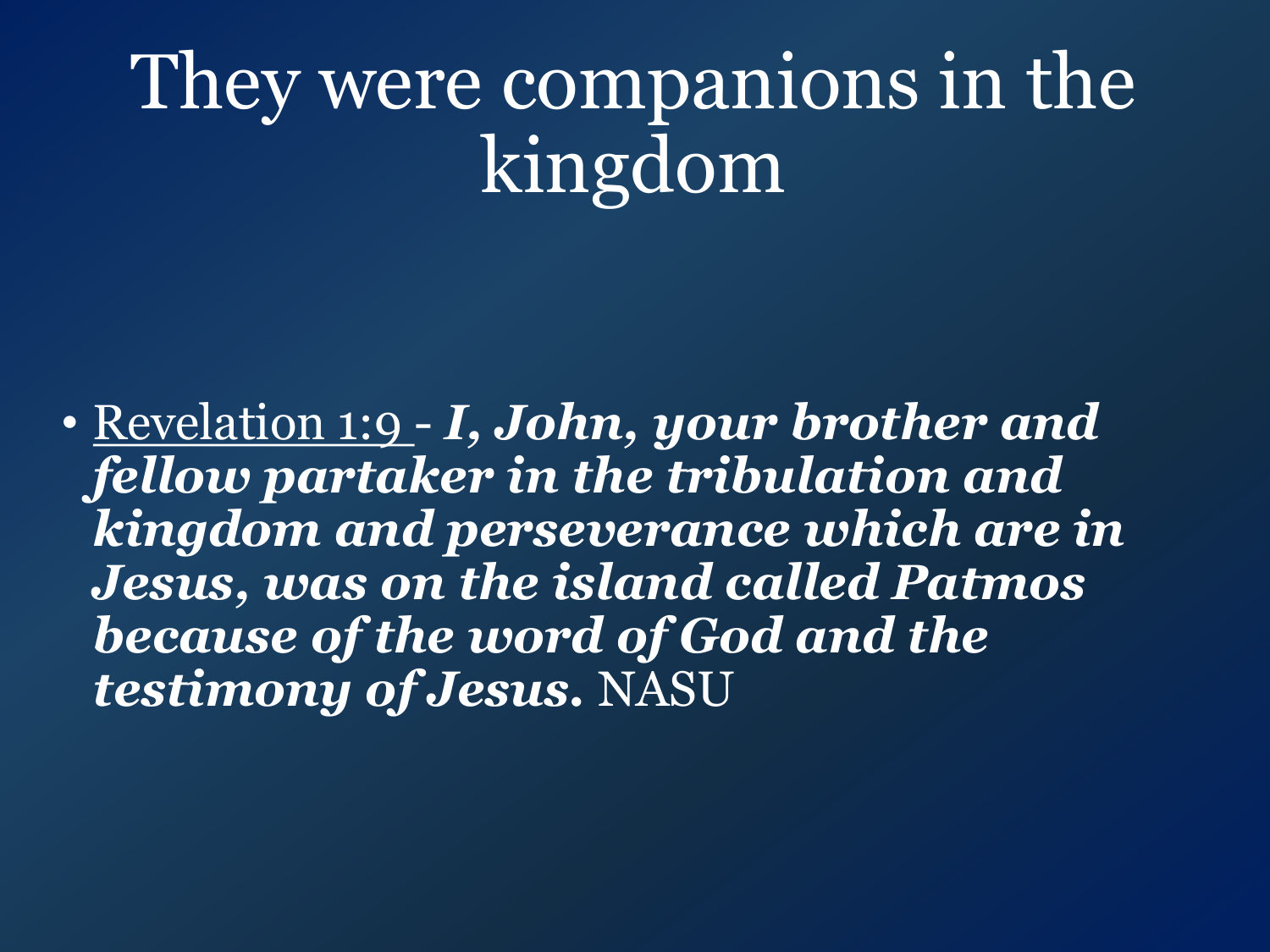# They were companions in the kingdom

- Revelation 1:9 - ***I, John, your brother and fellow partaker in the tribulation and kingdom and perseverance which are in Jesus, was on the island called Patmos because of the word of God and the testimony of Jesus.*** NASU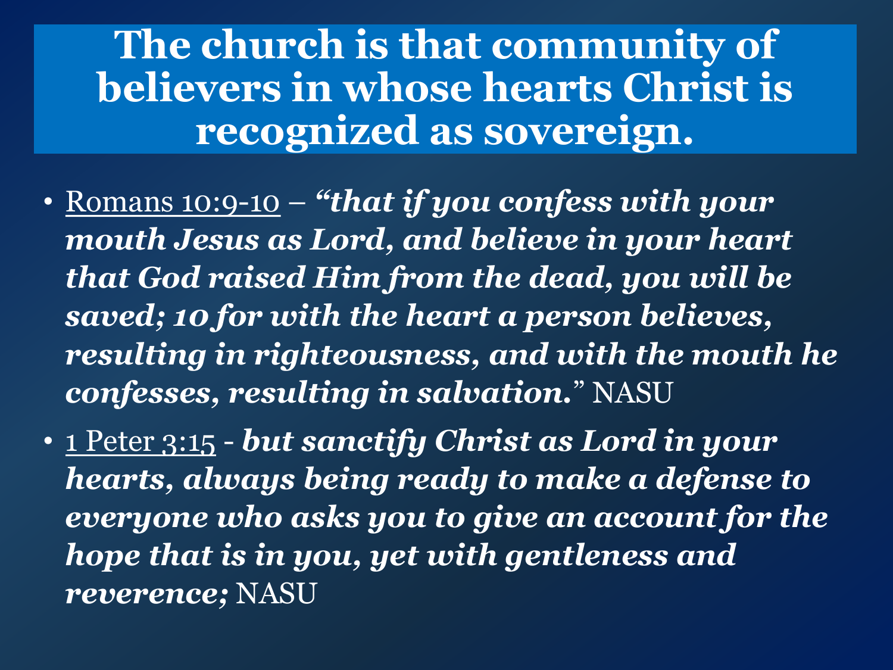# The church is that community of believers in whose hearts Christ is recognized as sovereign.

- Romans 10:9-10 – ***"that if you confess with your mouth Jesus as Lord, and believe in your heart that God raised Him from the dead, you will be saved; 10 for with the heart a person believes, resulting in righteousness, and with the mouth he confesses, resulting in salvation.*** " NASU
- 1 Peter 3:15 - ***but sanctify Christ as Lord in your hearts, always being ready to make a defense to everyone who asks you to give an account for the hope that is in you, yet with gentleness and reverence;*** NASU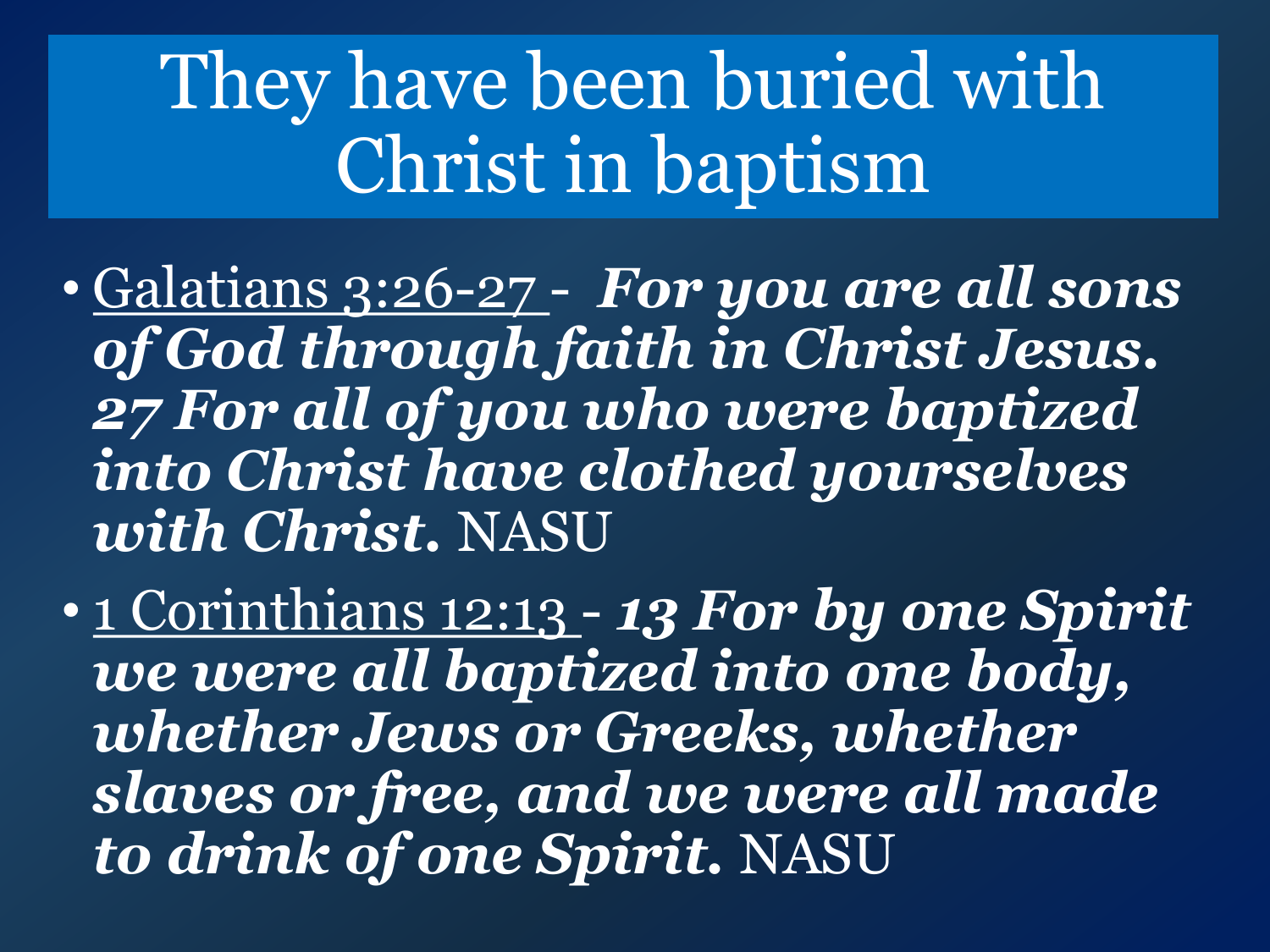# They have been buried with Christ in baptism

- Galatians 3:26-27 - ***For you are all sons of God through faith in Christ Jesus. 27 For all of you who were baptized into Christ have clothed yourselves with Christ.*** NASU
- 1 Corinthians 12:13 - ***13 For by one Spirit we were all baptized into one body, whether Jews or Greeks, whether slaves or free, and we were all made to drink of one Spirit.*** NASU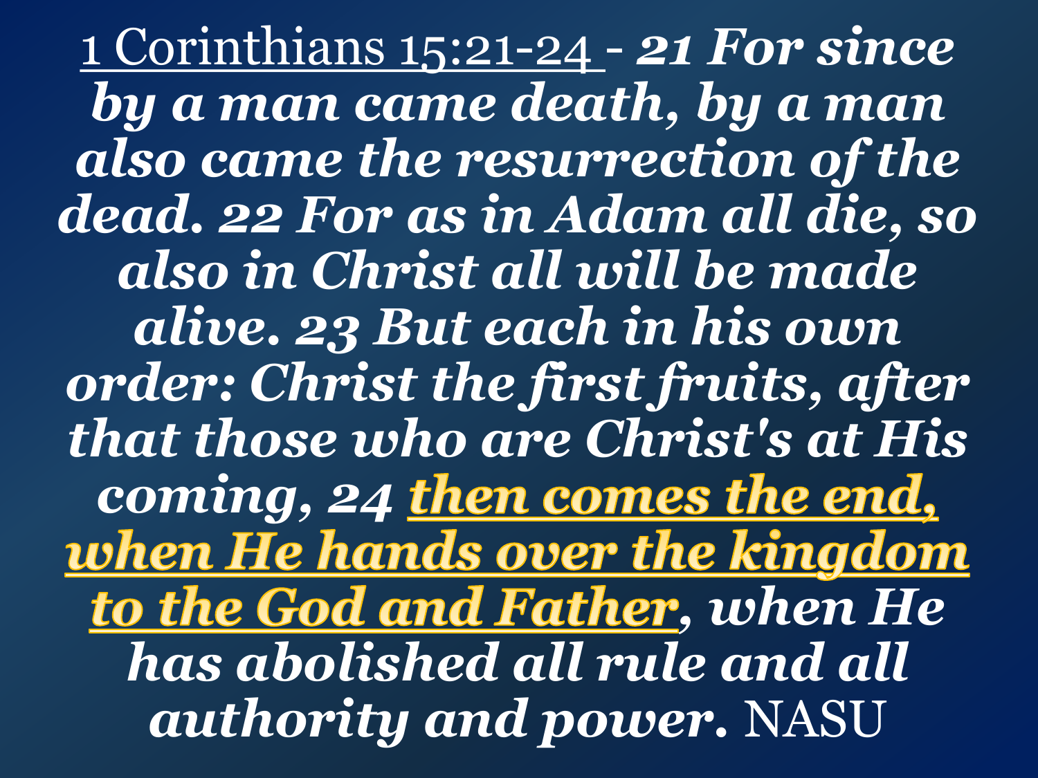1 Corinthians 15:21-24 - ***21 For since by a man came death, by a man also came the resurrection of the dead. 22 For as in Adam all die, so also in Christ all will be made alive. 23 But each in his own order: Christ the first fruits, after that those who are Christ's at His coming, 24 <u>then comes the end, when He hands over the kingdom to the God and Father</u>, when He has abolished all rule and all authority and power.*** NASU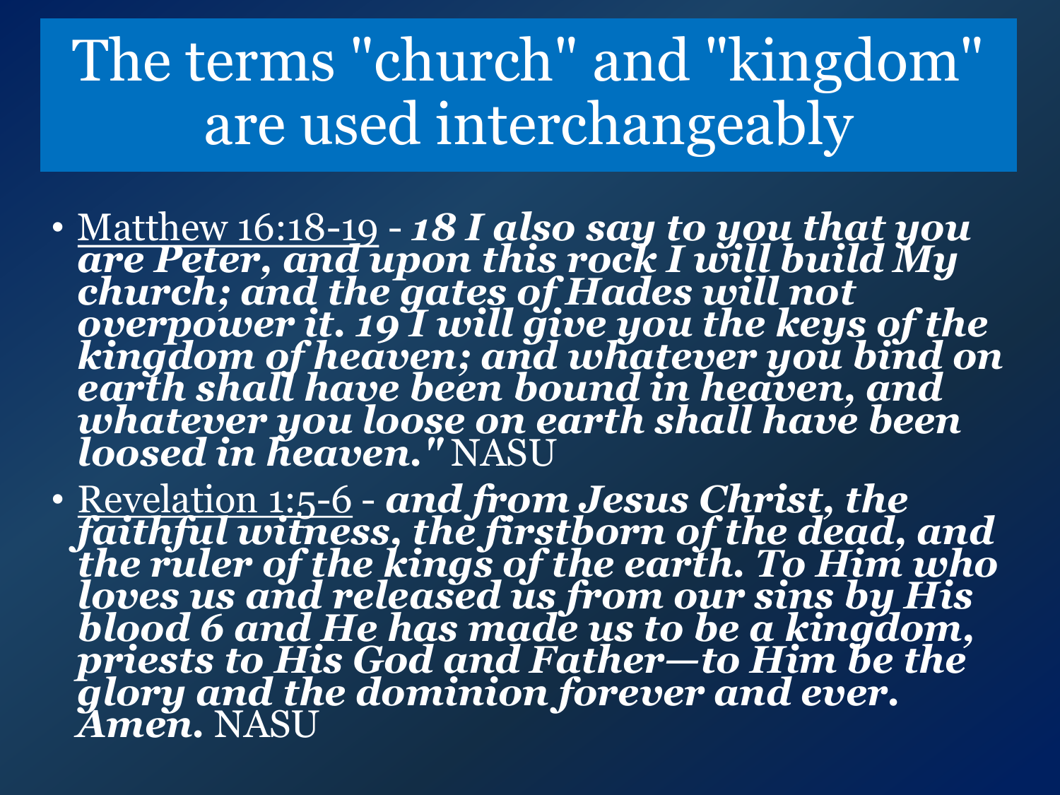# The terms "church" and "kingdom" are used interchangeably

- Matthew 16:18-19 - ***18 I also say to you that you are Peter, and upon this rock I will build My church; and the gates of Hades will not overpower it. 19 I will give you the keys of the kingdom of heaven; and whatever you bind on earth shall have been bound in heaven, and whatever you loose on earth shall have been loosed in heaven."*** NASU
- Revelation 1:5-6 - ***and from Jesus Christ, the faithful witness, the firstborn of the dead, and the ruler of the kings of the earth. To Him who loves us and released us from our sins by His blood 6 and He has made us to be a kingdom, priests to His God and Father—to Him be the glory and the dominion forever and ever. Amen.*** NASU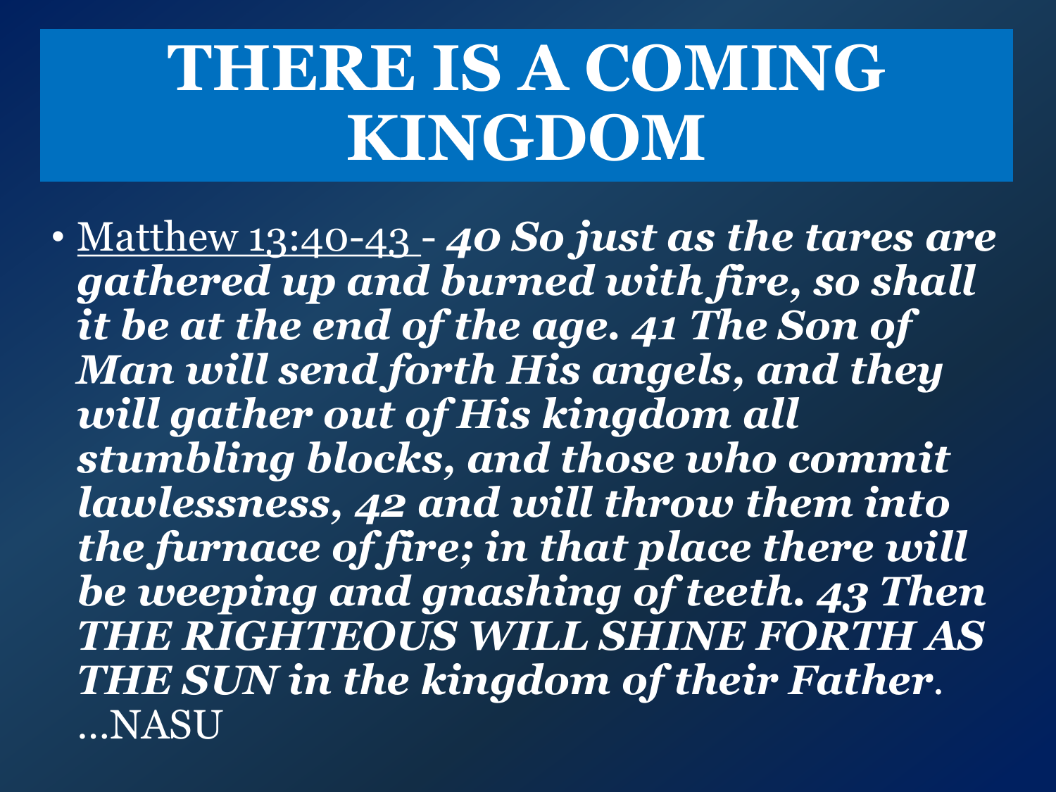# THERE IS A COMING KINGDOM

- Matthew 13:40-43 - ***40 So just as the tares are gathered up and burned with fire, so shall it be at the end of the age. 41 The Son of Man will send forth His angels, and they will gather out of His kingdom all stumbling blocks, and those who commit lawlessness, 42 and will throw them into the furnace of fire; in that place there will be weeping and gnashing of teeth. 43 Then THE RIGHTEOUS WILL SHINE FORTH AS THE SUN in the kingdom of their Father.*** …NASU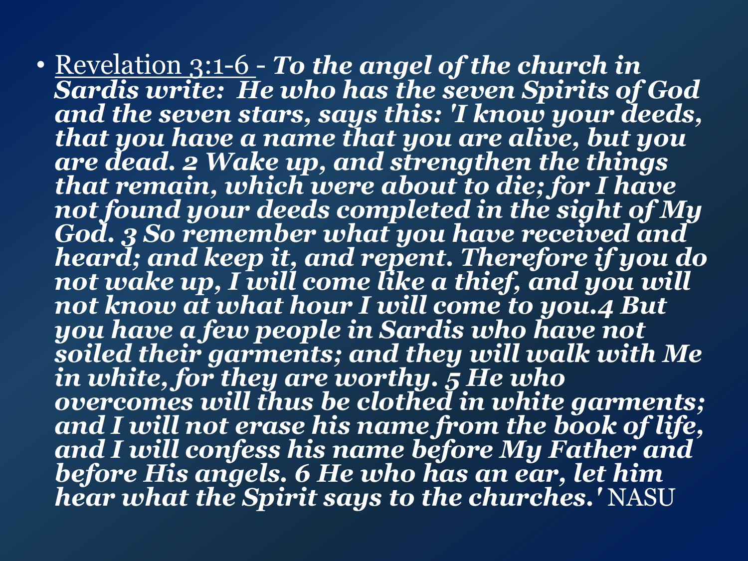- Revelation 3:1-6 - ***To the angel of the church in Sardis write: He who has the seven Spirits of God and the seven stars, says this: 'I know your deeds, that you have a name that you are alive, but you are dead. 2 Wake up, and strengthen the things that remain, which were about to die; for I have not found your deeds completed in the sight of My God. 3 So remember what you have received and heard; and keep it, and repent. Therefore if you do not wake up, I will come like a thief, and you will not know at what hour I will come to you.4 But you have a few people in Sardis who have not soiled their garments; and they will walk with Me in white, for they are worthy. 5 He who overcomes will thus be clothed in white garments; and I will not erase his name from the book of life, and I will confess his name before My Father and before His angels. 6 He who has an ear, let him hear what the Spirit says to the churches.'*** NASU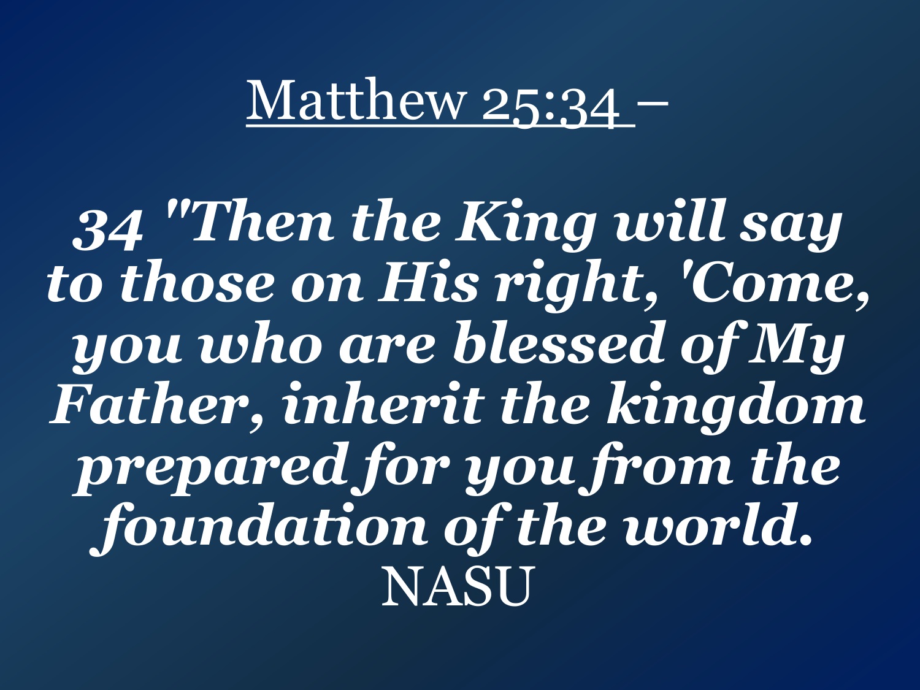Matthew 25:34 –

***34 "Then the King will say to those on His right, 'Come, you who are blessed of My Father, inherit the kingdom prepared for you from the foundation of the world.***
NASU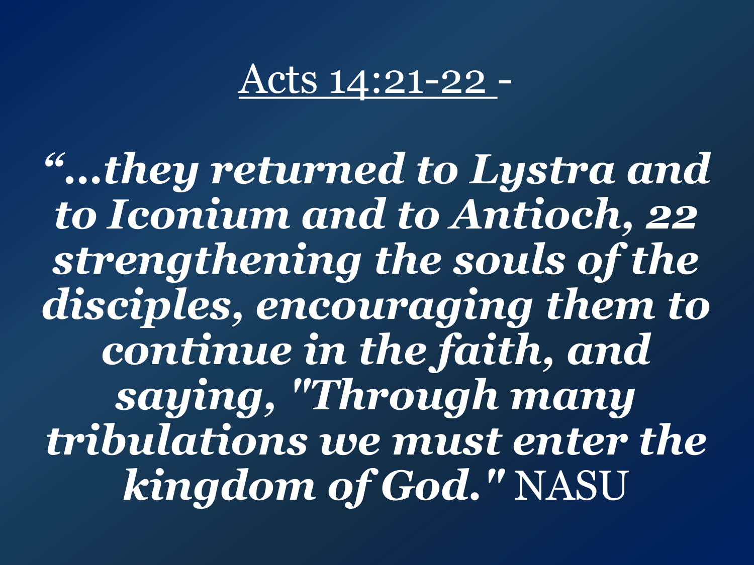# Acts 14:21-22 -

***“…they returned to Lystra and to Iconium and to Antioch, 22 strengthening the souls of the disciples, encouraging them to continue in the faith, and saying, "Through many tribulations we must enter the kingdom of God."*** NASU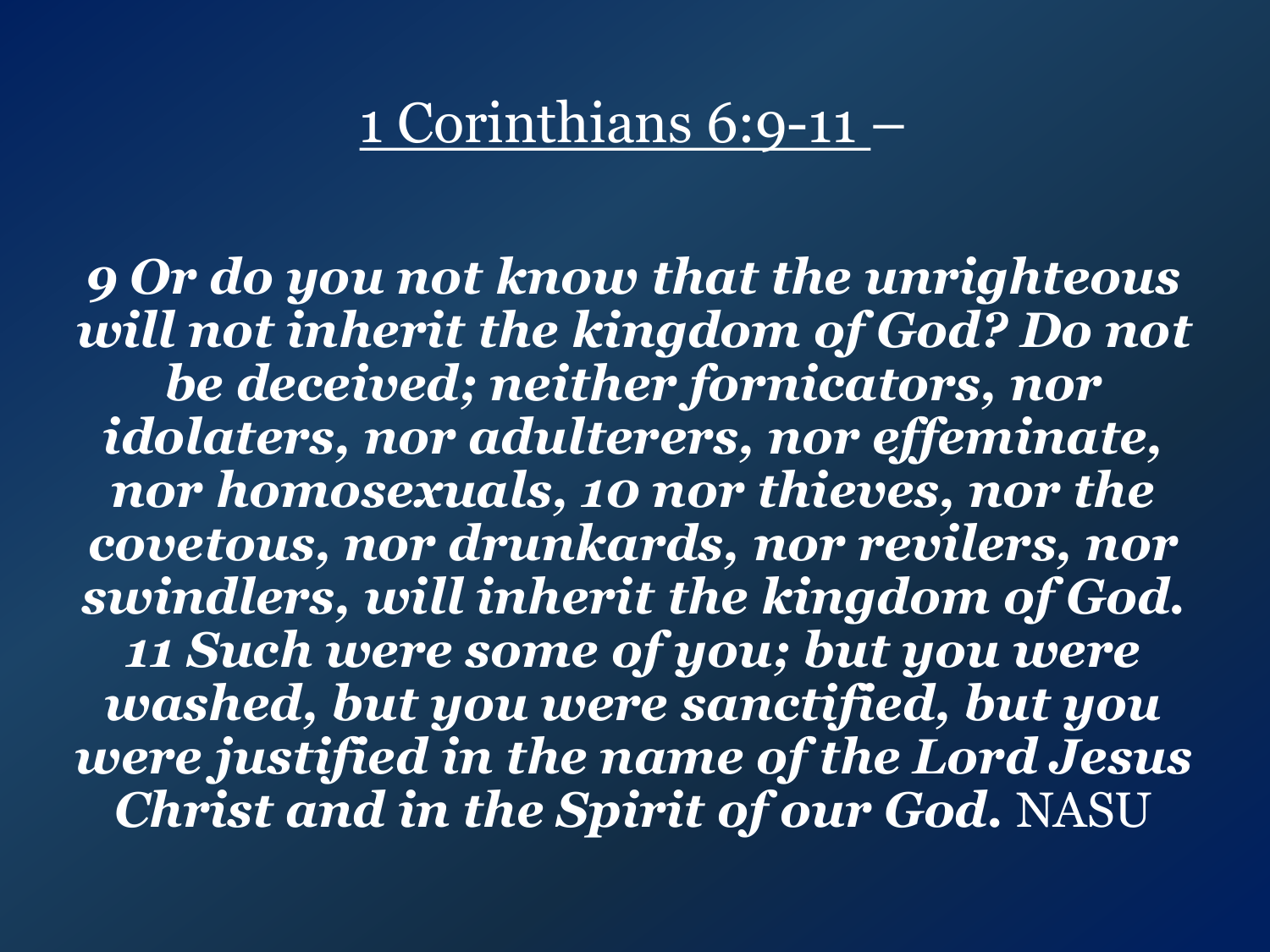# 1 Corinthians 6:9-11 –

***9 Or do you not know that the unrighteous will not inherit the kingdom of God? Do not be deceived; neither fornicators, nor idolaters, nor adulterers, nor effeminate, nor homosexuals, 10 nor thieves, nor the covetous, nor drunkards, nor revilers, nor swindlers, will inherit the kingdom of God. 11 Such were some of you; but you were washed, but you were sanctified, but you were justified in the name of the Lord Jesus Christ and in the Spirit of our God.*** NASU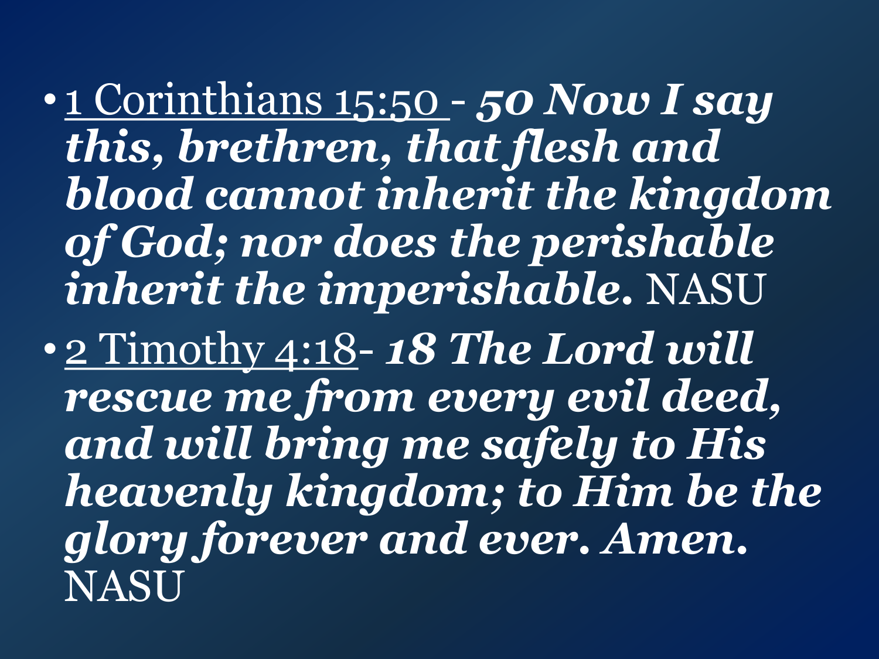- 1 Corinthians 15:50 - ***50 Now I say this, brethren, that flesh and blood cannot inherit the kingdom of God; nor does the perishable inherit the imperishable.*** NASU
- 2 Timothy 4:18- ***18 The Lord will rescue me from every evil deed, and will bring me safely to His heavenly kingdom; to Him be the glory forever and ever. Amen.*** NASU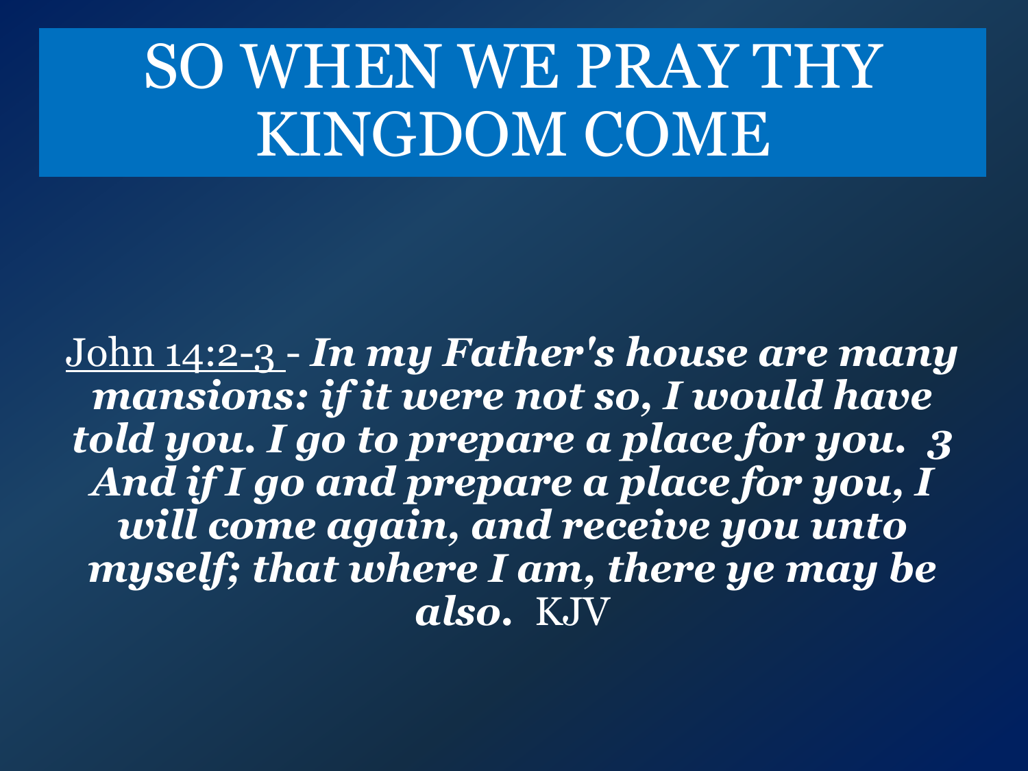# SO WHEN WE PRAY THY KINGDOM COME

John 14:2-3 - ***In my Father's house are many mansions: if it were not so, I would have told you. I go to prepare a place for you. 3 And if I go and prepare a place for you, I will come again, and receive you unto myself; that where I am, there ye may be also.*** KJV